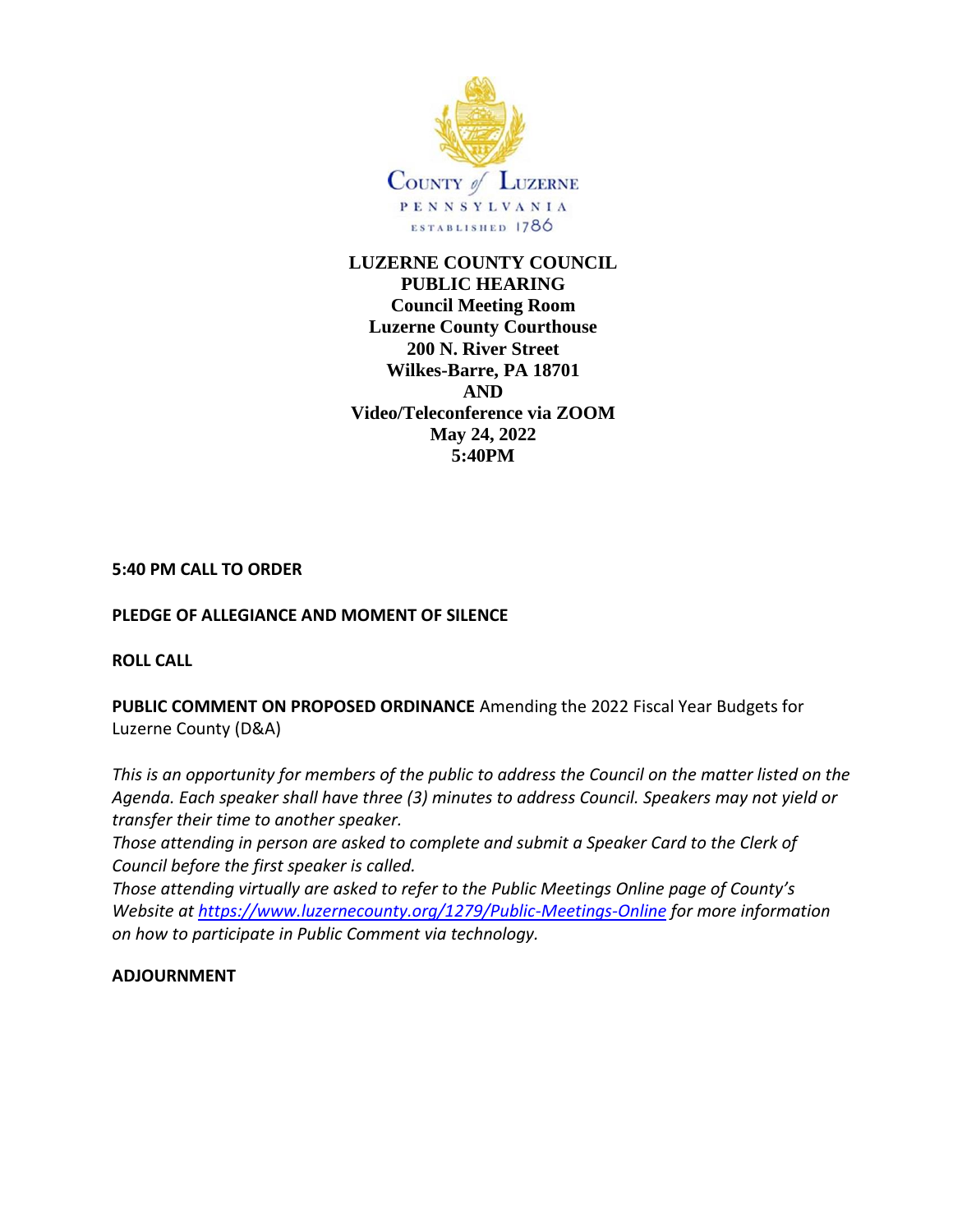County of Luzerne
PENNSYLVANIA
ESTABLISHED 1786

# LUZERNE COUNTY COUNCIL
## PUBLIC HEARING

**Council Meeting Room**
**Luzerne County Courthouse**
**200 N. River Street**
**Wilkes-Barre, PA 18701**
**AND**
**Video/Teleconference via ZOOM**
**May 24, 2022**
**5:40PM**

**5:40 PM CALL TO ORDER**

**PLEDGE OF ALLEGIANCE AND MOMENT OF SILENCE**

**ROLL CALL**

**PUBLIC COMMENT ON PROPOSED ORDINANCE** Amending the 2022 Fiscal Year Budgets for Luzerne County (D&A)

*This is an opportunity for members of the public to address the Council on the matter listed on the Agenda. Each speaker shall have three (3) minutes to address Council. Speakers may not yield or transfer their time to another speaker.*

*Those attending in person are asked to complete and submit a Speaker Card to the Clerk of Council before the first speaker is called.*

*Those attending virtually are asked to refer to the Public Meetings Online page of County's Website at https://www.luzernecounty.org/1279/Public-Meetings-Online for more information on how to participate in Public Comment via technology.*

**ADJOURNMENT**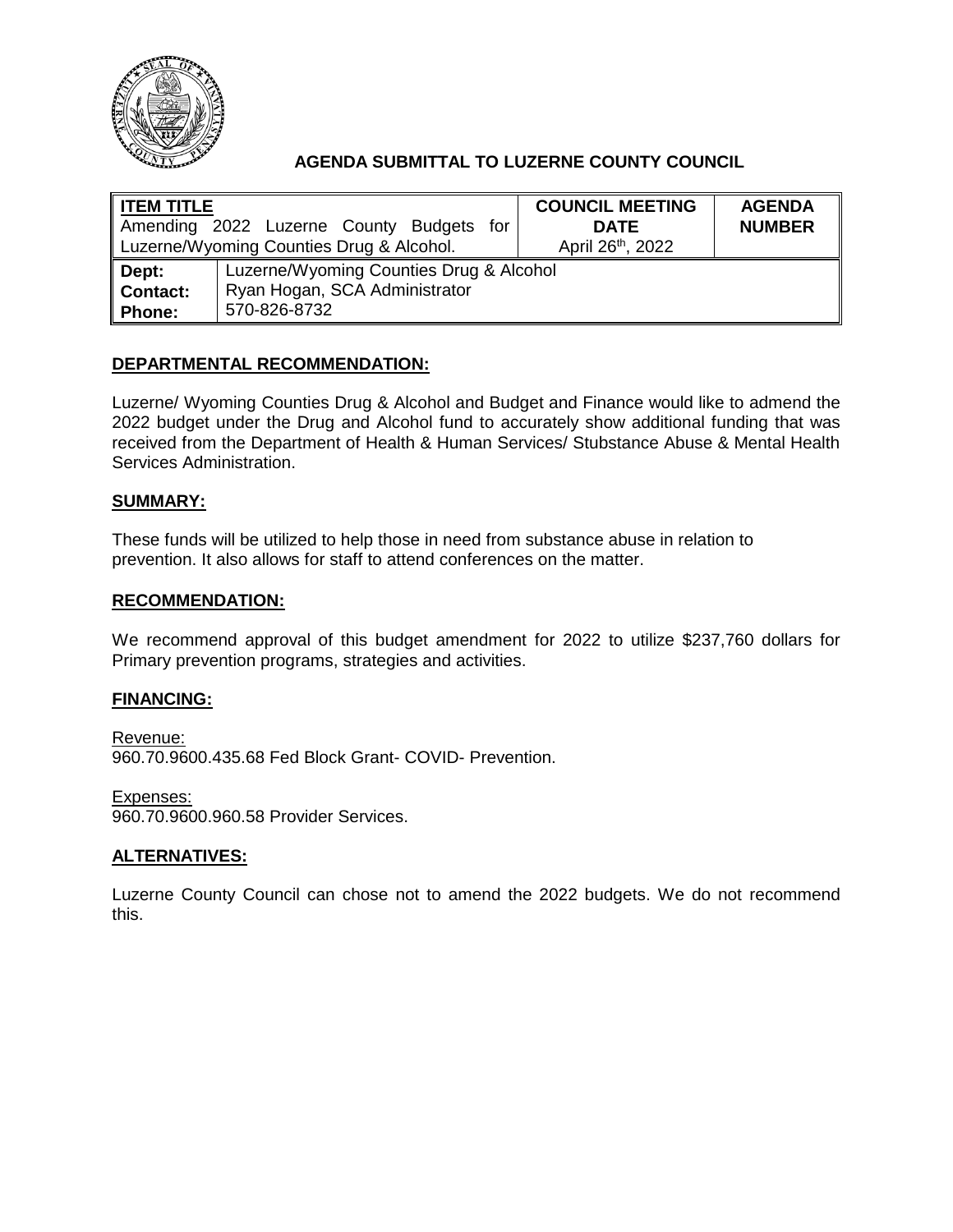## AGENDA SUBMITTAL TO LUZERNE COUNTY COUNCIL

| ITEM TITLE | | COUNCIL MEETING DATE | AGENDA NUMBER |
|---|---|---|---|
| Amending 2022 Luzerne County Budgets for Luzerne/Wyoming Counties Drug & Alcohol. | | April 26th, 2022 | |
| **Dept:** | Luzerne/Wyoming Counties Drug & Alcohol | | |
| **Contact:** | Ryan Hogan, SCA Administrator | | |
| **Phone:** | 570-826-8732 | | |

### DEPARTMENTAL RECOMMENDATION:

Luzerne/ Wyoming Counties Drug & Alcohol and Budget and Finance would like to admend the 2022 budget under the Drug and Alcohol fund to accurately show additional funding that was received from the Department of Health & Human Services/ Stubstance Abuse & Mental Health Services Administration.

### SUMMARY:

These funds will be utilized to help those in need from substance abuse in relation to prevention. It also allows for staff to attend conferences on the matter.

### RECOMMENDATION:

We recommend approval of this budget amendment for 2022 to utilize $237,760 dollars for Primary prevention programs, strategies and activities.

### FINANCING:

Revenue:
960.70.9600.435.68 Fed Block Grant- COVID- Prevention.

Expenses:
960.70.9600.960.58 Provider Services.

### ALTERNATIVES:

Luzerne County Council can chose not to amend the 2022 budgets. We do not recommend this.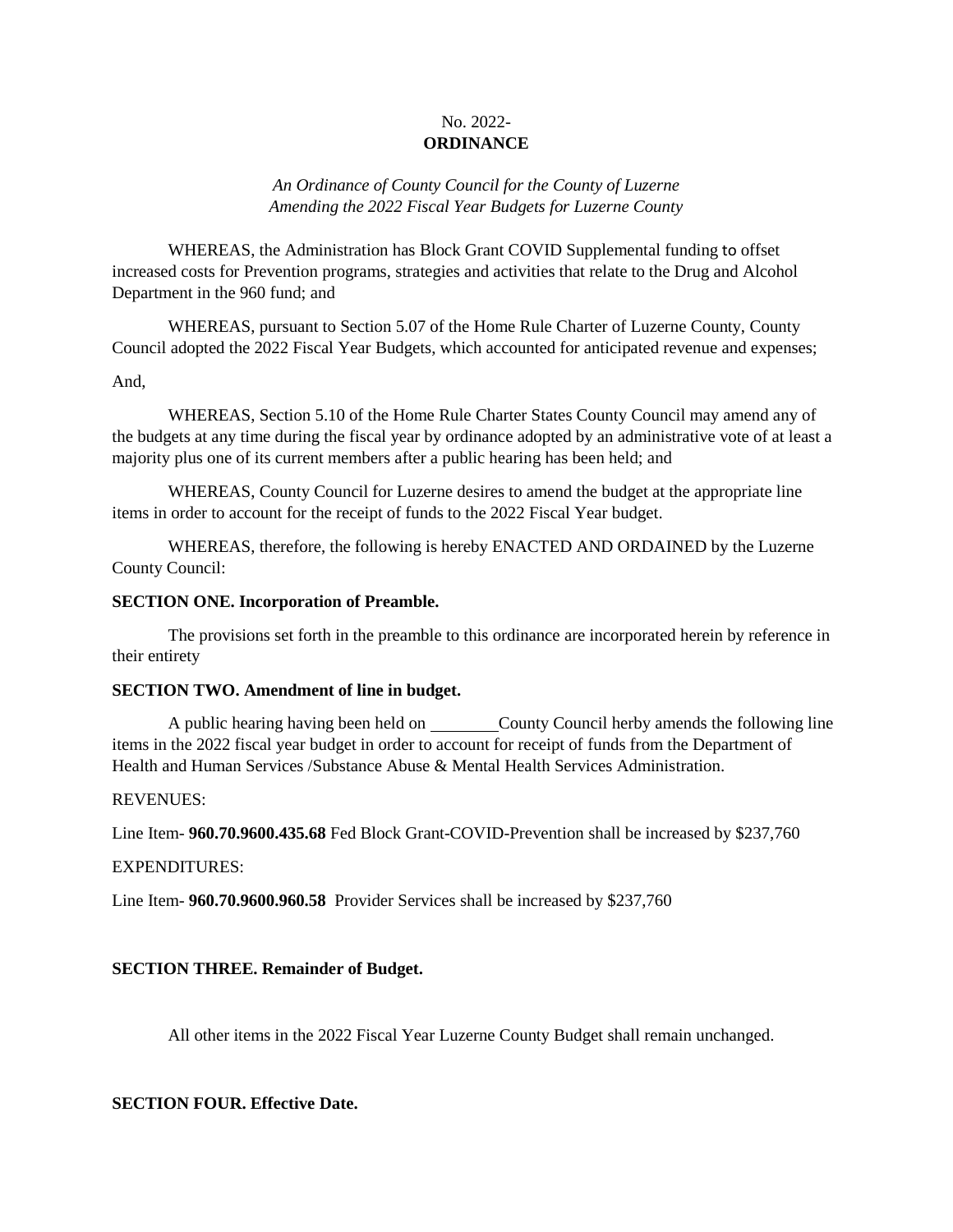No. 2022-
**ORDINANCE**

*An Ordinance of County Council for the County of Luzerne Amending the 2022 Fiscal Year Budgets for Luzerne County*

WHEREAS, the Administration has Block Grant COVID Supplemental funding to offset increased costs for Prevention programs, strategies and activities that relate to the Drug and Alcohol Department in the 960 fund; and

WHEREAS, pursuant to Section 5.07 of the Home Rule Charter of Luzerne County, County Council adopted the 2022 Fiscal Year Budgets, which accounted for anticipated revenue and expenses;

And,

WHEREAS, Section 5.10 of the Home Rule Charter States County Council may amend any of the budgets at any time during the fiscal year by ordinance adopted by an administrative vote of at least a majority plus one of its current members after a public hearing has been held; and

WHEREAS, County Council for Luzerne desires to amend the budget at the appropriate line items in order to account for the receipt of funds to the 2022 Fiscal Year budget.

WHEREAS, therefore, the following is hereby ENACTED AND ORDAINED by the Luzerne County Council:

**SECTION ONE. Incorporation of Preamble.**

The provisions set forth in the preamble to this ordinance are incorporated herein by reference in their entirety

**SECTION TWO. Amendment of line in budget.**

A public hearing having been held on ________ County Council herby amends the following line items in the 2022 fiscal year budget in order to account for receipt of funds from the Department of Health and Human Services /Substance Abuse & Mental Health Services Administration.

REVENUES:

Line Item- **960.70.9600.435.68** Fed Block Grant-COVID-Prevention shall be increased by $237,760

EXPENDITURES:

Line Item- **960.70.9600.960.58** Provider Services shall be increased by $237,760

**SECTION THREE. Remainder of Budget.**

All other items in the 2022 Fiscal Year Luzerne County Budget shall remain unchanged.

**SECTION FOUR. Effective Date.**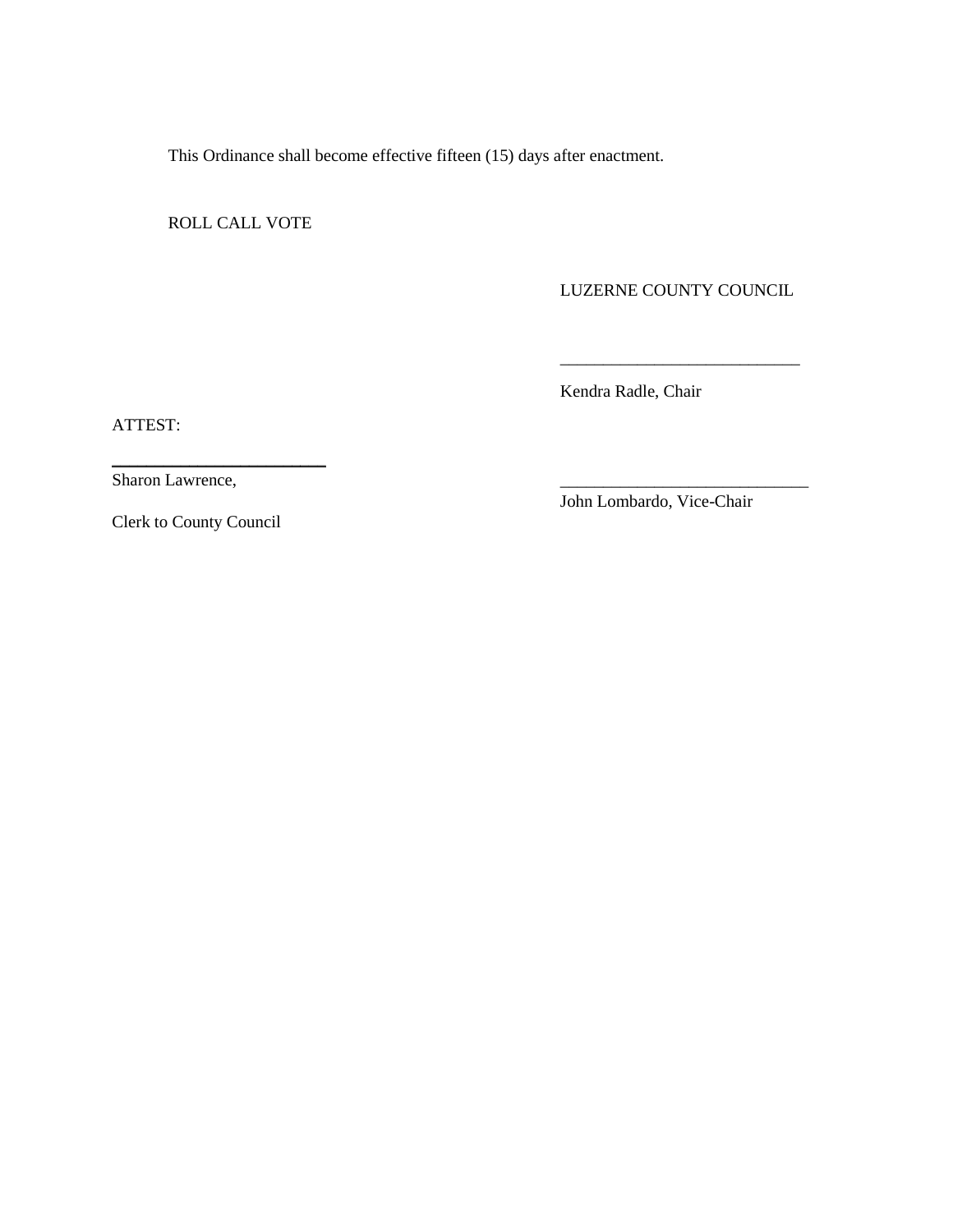This Ordinance shall become effective fifteen (15) days after enactment.

ROLL CALL VOTE

LUZERNE COUNTY COUNCIL

\_\_\_\_\_\_\_\_\_\_\_\_\_\_\_\_\_\_\_\_\_\_\_\_\_\_\_\_

Kendra Radle, Chair

ATTEST:

\_\_\_\_\_\_\_\_\_\_\_\_\_\_\_\_\_\_\_\_\_\_\_\_\_\_\_\_

Sharon Lawrence,

Clerk to County Council

\_\_\_\_\_\_\_\_\_\_\_\_\_\_\_\_\_\_\_\_\_\_\_\_\_\_\_\_

John Lombardo, Vice-Chair